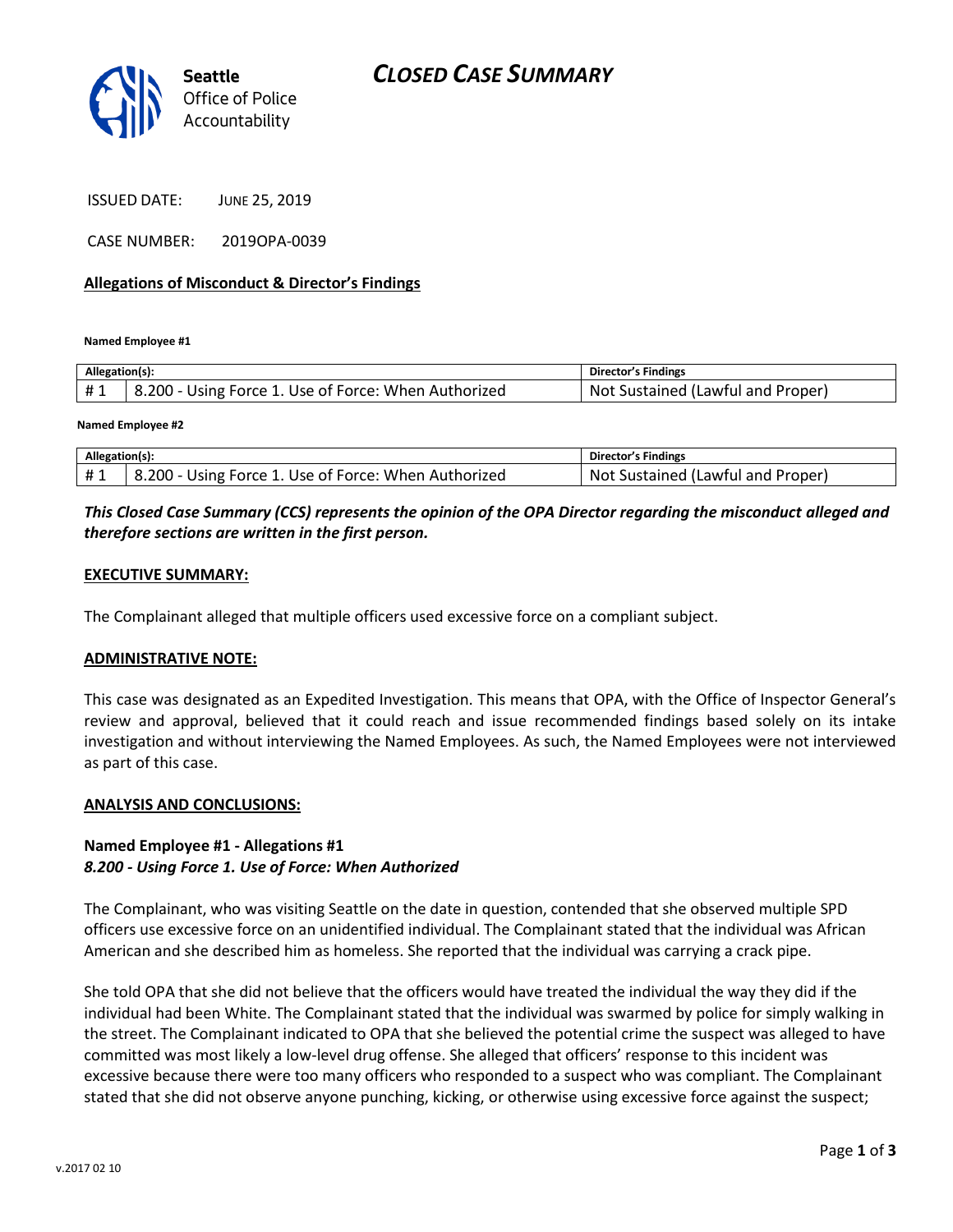Seattle Office of Police Accountability

# CLOSED CASE SUMMARY

ISSUED DATE: JUNE 25, 2019

CASE NUMBER: 2019OPA-0039

## Allegations of Misconduct & Director's Findings

**Named Employee #1**

| Allegation(s): | | Director's Findings |
|---|---|---|
| # 1 | 8.200 - Using Force 1. Use of Force: When Authorized | Not Sustained (Lawful and Proper) |

**Named Employee #2**

| Allegation(s): | | Director's Findings |
|---|---|---|
| # 1 | 8.200 - Using Force 1. Use of Force: When Authorized | Not Sustained (Lawful and Proper) |

***This Closed Case Summary (CCS) represents the opinion of the OPA Director regarding the misconduct alleged and therefore sections are written in the first person.***

### EXECUTIVE SUMMARY:

The Complainant alleged that multiple officers used excessive force on a compliant subject.

### ADMINISTRATIVE NOTE:

This case was designated as an Expedited Investigation. This means that OPA, with the Office of Inspector General's review and approval, believed that it could reach and issue recommended findings based solely on its intake investigation and without interviewing the Named Employees. As such, the Named Employees were not interviewed as part of this case.

### ANALYSIS AND CONCLUSIONS:

**Named Employee #1 - Allegations #1**
***8.200 - Using Force 1. Use of Force: When Authorized***

The Complainant, who was visiting Seattle on the date in question, contended that she observed multiple SPD officers use excessive force on an unidentified individual. The Complainant stated that the individual was African American and she described him as homeless. She reported that the individual was carrying a crack pipe.

She told OPA that she did not believe that the officers would have treated the individual the way they did if the individual had been White. The Complainant stated that the individual was swarmed by police for simply walking in the street. The Complainant indicated to OPA that she believed the potential crime the suspect was alleged to have committed was most likely a low-level drug offense. She alleged that officers' response to this incident was excessive because there were too many officers who responded to a suspect who was compliant. The Complainant stated that she did not observe anyone punching, kicking, or otherwise using excessive force against the suspect;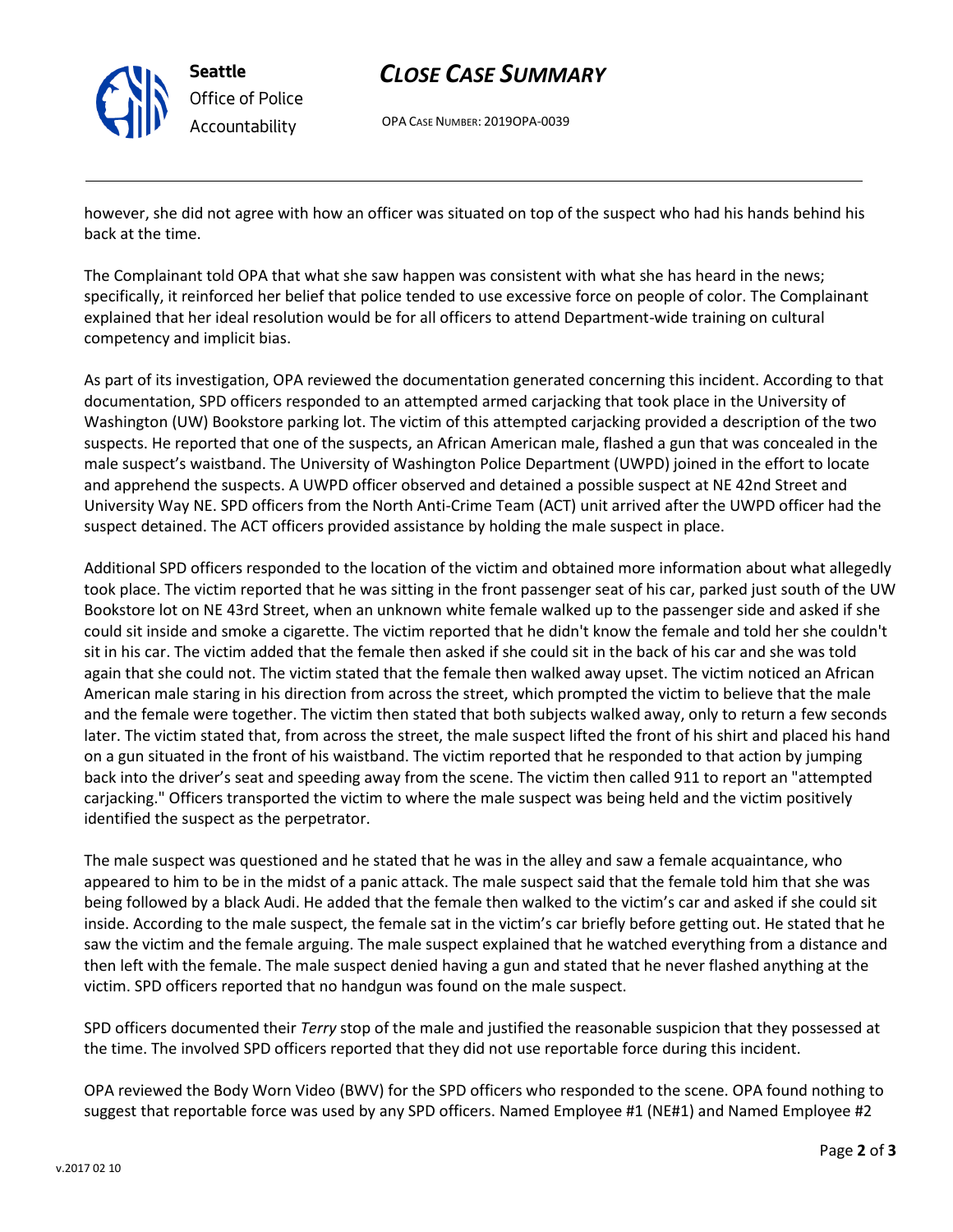however, she did not agree with how an officer was situated on top of the suspect who had his hands behind his back at the time.

The Complainant told OPA that what she saw happen was consistent with what she has heard in the news; specifically, it reinforced her belief that police tended to use excessive force on people of color. The Complainant explained that her ideal resolution would be for all officers to attend Department-wide training on cultural competency and implicit bias.

As part of its investigation, OPA reviewed the documentation generated concerning this incident. According to that documentation, SPD officers responded to an attempted armed carjacking that took place in the University of Washington (UW) Bookstore parking lot. The victim of this attempted carjacking provided a description of the two suspects. He reported that one of the suspects, an African American male, flashed a gun that was concealed in the male suspect's waistband. The University of Washington Police Department (UWPD) joined in the effort to locate and apprehend the suspects. A UWPD officer observed and detained a possible suspect at NE 42nd Street and University Way NE. SPD officers from the North Anti-Crime Team (ACT) unit arrived after the UWPD officer had the suspect detained. The ACT officers provided assistance by holding the male suspect in place.

Additional SPD officers responded to the location of the victim and obtained more information about what allegedly took place. The victim reported that he was sitting in the front passenger seat of his car, parked just south of the UW Bookstore lot on NE 43rd Street, when an unknown white female walked up to the passenger side and asked if she could sit inside and smoke a cigarette. The victim reported that he didn't know the female and told her she couldn't sit in his car. The victim added that the female then asked if she could sit in the back of his car and she was told again that she could not. The victim stated that the female then walked away upset. The victim noticed an African American male staring in his direction from across the street, which prompted the victim to believe that the male and the female were together. The victim then stated that both subjects walked away, only to return a few seconds later. The victim stated that, from across the street, the male suspect lifted the front of his shirt and placed his hand on a gun situated in the front of his waistband. The victim reported that he responded to that action by jumping back into the driver's seat and speeding away from the scene. The victim then called 911 to report an "attempted carjacking." Officers transported the victim to where the male suspect was being held and the victim positively identified the suspect as the perpetrator.

The male suspect was questioned and he stated that he was in the alley and saw a female acquaintance, who appeared to him to be in the midst of a panic attack. The male suspect said that the female told him that she was being followed by a black Audi. He added that the female then walked to the victim's car and asked if she could sit inside. According to the male suspect, the female sat in the victim's car briefly before getting out. He stated that he saw the victim and the female arguing. The male suspect explained that he watched everything from a distance and then left with the female. The male suspect denied having a gun and stated that he never flashed anything at the victim. SPD officers reported that no handgun was found on the male suspect.

SPD officers documented their *Terry* stop of the male and justified the reasonable suspicion that they possessed at the time. The involved SPD officers reported that they did not use reportable force during this incident.

OPA reviewed the Body Worn Video (BWV) for the SPD officers who responded to the scene. OPA found nothing to suggest that reportable force was used by any SPD officers. Named Employee #1 (NE#1) and Named Employee #2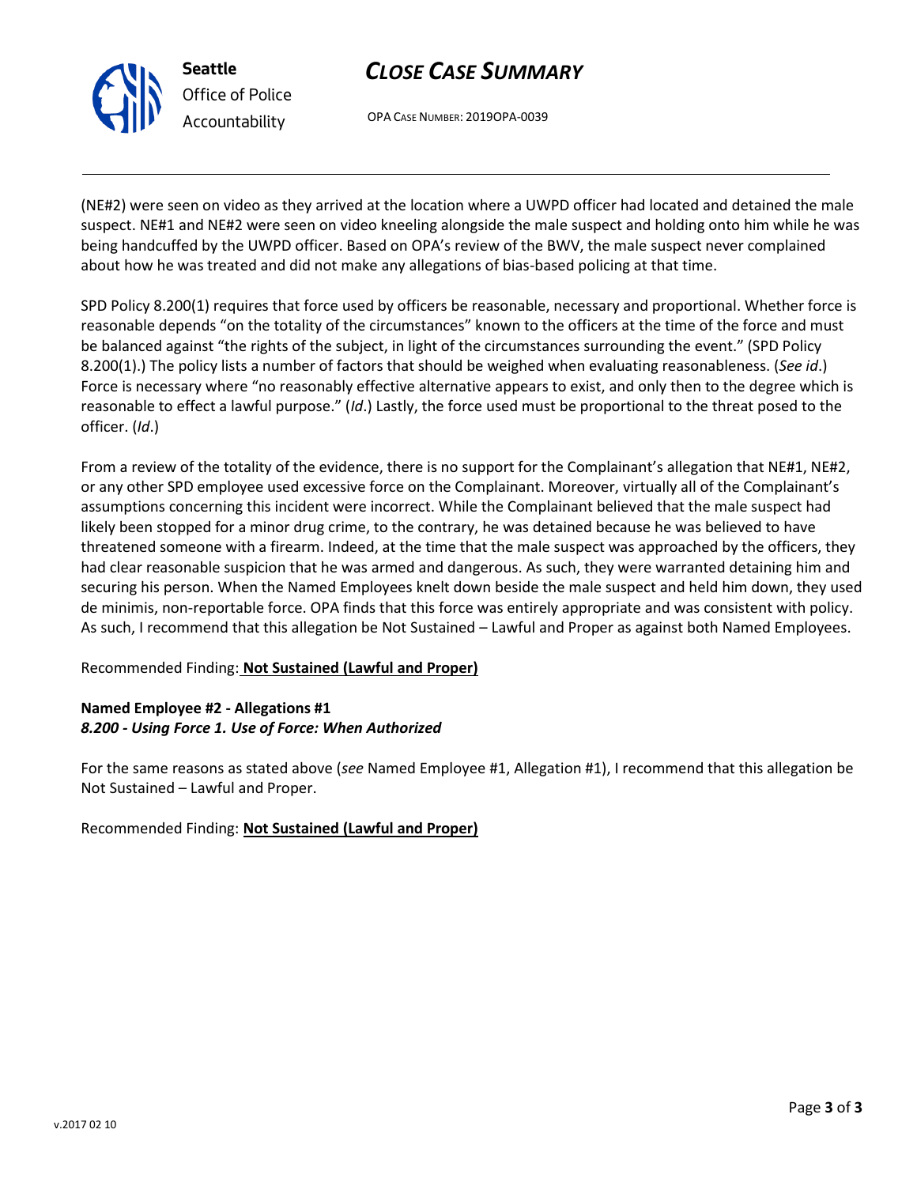(NE#2) were seen on video as they arrived at the location where a UWPD officer had located and detained the male suspect. NE#1 and NE#2 were seen on video kneeling alongside the male suspect and holding onto him while he was being handcuffed by the UWPD officer. Based on OPA's review of the BWV, the male suspect never complained about how he was treated and did not make any allegations of bias-based policing at that time.

SPD Policy 8.200(1) requires that force used by officers be reasonable, necessary and proportional. Whether force is reasonable depends "on the totality of the circumstances" known to the officers at the time of the force and must be balanced against "the rights of the subject, in light of the circumstances surrounding the event." (SPD Policy 8.200(1).) The policy lists a number of factors that should be weighed when evaluating reasonableness. (*See id*.) Force is necessary where "no reasonably effective alternative appears to exist, and only then to the degree which is reasonable to effect a lawful purpose." (*Id*.) Lastly, the force used must be proportional to the threat posed to the officer. (*Id*.)

From a review of the totality of the evidence, there is no support for the Complainant's allegation that NE#1, NE#2, or any other SPD employee used excessive force on the Complainant. Moreover, virtually all of the Complainant's assumptions concerning this incident were incorrect. While the Complainant believed that the male suspect had likely been stopped for a minor drug crime, to the contrary, he was detained because he was believed to have threatened someone with a firearm. Indeed, at the time that the male suspect was approached by the officers, they had clear reasonable suspicion that he was armed and dangerous. As such, they were warranted detaining him and securing his person. When the Named Employees knelt down beside the male suspect and held him down, they used de minimis, non-reportable force. OPA finds that this force was entirely appropriate and was consistent with policy. As such, I recommend that this allegation be Not Sustained – Lawful and Proper as against both Named Employees.

Recommended Finding: **Not Sustained (Lawful and Proper)**

**Named Employee #2 - Allegations #1**
***8.200 - Using Force 1. Use of Force: When Authorized***

For the same reasons as stated above (*see* Named Employee #1, Allegation #1), I recommend that this allegation be Not Sustained – Lawful and Proper.

Recommended Finding: **Not Sustained (Lawful and Proper)**